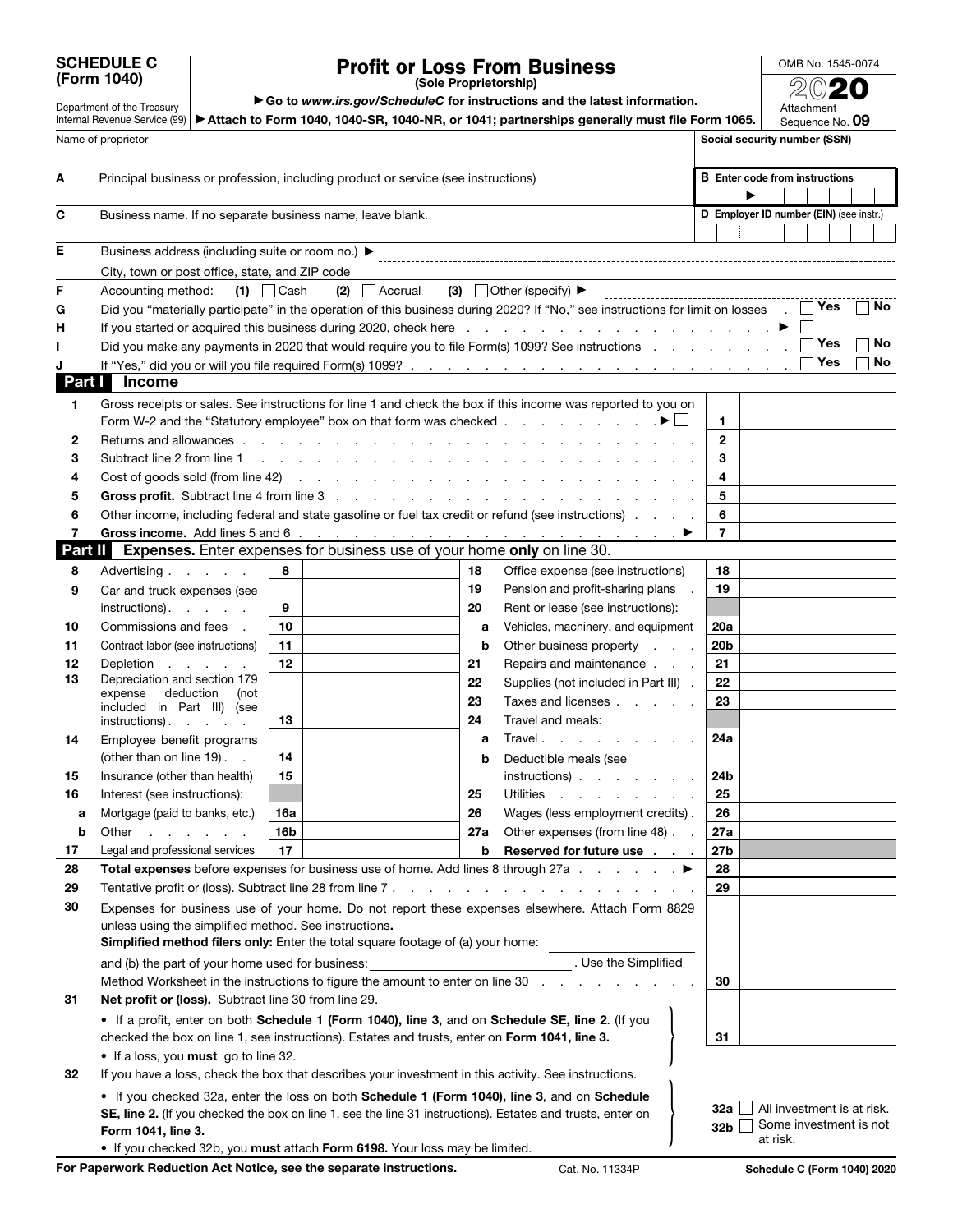**SCHEDULE C (Form 1040)**

Department of the Treasury
Internal Revenue Service (99)

# Profit or Loss From Business

**(Sole Proprietorship)**

▶ Go to *www.irs.gov/ScheduleC* for instructions and the latest information.

▶ Attach to Form 1040, 1040-SR, 1040-NR, or 1041; partnerships generally must file Form 1065.

OMB No. 1545-0074

**2020**

Attachment Sequence No. **09**

Name of proprietor | Social security number (SSN)

**A** Principal business or profession, including product or service (see instructions)

**B** Enter code from instructions ▶

**C** Business name. If no separate business name, leave blank.

**D** Employer ID number (EIN) (see instr.)

**E** Business address (including suite or room no.) ▶

City, town or post office, state, and ZIP code

**F** Accounting method: (1) ☐ Cash (2) ☐ Accrual (3) ☐ Other (specify) ▶

**G** Did you "materially participate" in the operation of this business during 2020? If "No," see instructions for limit on losses ☐ Yes ☐ No

**H** If you started or acquired this business during 2020, check here ▶ ☐

**I** Did you make any payments in 2020 that would require you to file Form(s) 1099? See instructions ☐ Yes ☐ No

**J** If "Yes," did you or will you file required Form(s) 1099? ☐ Yes ☐ No

## Part I Income

| | | | |
|---|---|---|---|
| 1 | Gross receipts or sales. See instructions for line 1 and check the box if this income was reported to you on Form W-2 and the "Statutory employee" box on that form was checked ▶ ☐ | 1 | |
| 2 | Returns and allowances | 2 | |
| 3 | Subtract line 2 from line 1 | 3 | |
| 4 | Cost of goods sold (from line 42) | 4 | |
| 5 | **Gross profit.** Subtract line 4 from line 3 | 5 | |
| 6 | Other income, including federal and state gasoline or fuel tax credit or refund (see instructions) | 6 | |
| 7 | **Gross income.** Add lines 5 and 6 ▶ | 7 | |

## Part II Expenses. Enter expenses for business use of your home only on line 30.

| | | | | | | | |
|---|---|---|---|---|---|---|---|
| 8 | Advertising | 8 | | 18 | Office expense (see instructions) | 18 | |
| 9 | Car and truck expenses (see instructions) | 9 | | 19 | Pension and profit-sharing plans | 19 | |
| 10 | Commissions and fees | 10 | | 20 | Rent or lease (see instructions): | | |
| 11 | Contract labor (see instructions) | 11 | | a | Vehicles, machinery, and equipment | 20a | |
| 12 | Depletion | 12 | | b | Other business property | 20b | |
| 13 | Depreciation and section 179 expense deduction (not included in Part III) (see instructions) | 13 | | 21 | Repairs and maintenance | 21 | |
| | | | | 22 | Supplies (not included in Part III) | 22 | |
| | | | | 23 | Taxes and licenses | 23 | |
| 14 | Employee benefit programs (other than on line 19) | 14 | | 24 | Travel and meals: | | |
| | | | | a | Travel | 24a | |
| 15 | Insurance (other than health) | 15 | | b | Deductible meals (see instructions) | 24b | |
| 16 | Interest (see instructions): | | | 25 | Utilities | 25 | |
| a | Mortgage (paid to banks, etc.) | 16a | | 26 | Wages (less employment credits) | 26 | |
| b | Other | 16b | | 27a | Other expenses (from line 48) | 27a | |
| 17 | Legal and professional services | 17 | | b | **Reserved for future use** | 27b | |

| | | | |
|---|---|---|---|
| 28 | **Total expenses** before expenses for business use of home. Add lines 8 through 27a ▶ | 28 | |
| 29 | Tentative profit or (loss). Subtract line 28 from line 7 | 29 | |
| 30 | Expenses for business use of your home. Do not report these expenses elsewhere. Attach Form 8829 unless using the simplified method. See instructions. **Simplified method filers only:** Enter the total square footage of (a) your home: ______ and (b) the part of your home used for business: ______ . Use the Simplified Method Worksheet in the instructions to figure the amount to enter on line 30 | 30 | |
| 31 | **Net profit or (loss).** Subtract line 30 from line 29. • If a profit, enter on both **Schedule 1 (Form 1040), line 3,** and on **Schedule SE, line 2**. (If you checked the box on line 1, see instructions). Estates and trusts, enter on **Form 1041, line 3.** • If a loss, you **must** go to line 32. | 31 | |
| 32 | If you have a loss, check the box that describes your investment in this activity. See instructions. • If you checked 32a, enter the loss on both **Schedule 1 (Form 1040), line 3**, and on **Schedule SE, line 2.** (If you checked the box on line 1, see the line 31 instructions). Estates and trusts, enter on **Form 1041, line 3.** • If you checked 32b, you **must** attach **Form 6198.** Your loss may be limited. | 32a ☐ All investment is at risk. 32b ☐ Some investment is not at risk. | |

**For Paperwork Reduction Act Notice, see the separate instructions.** Cat. No. 11334P **Schedule C (Form 1040) 2020**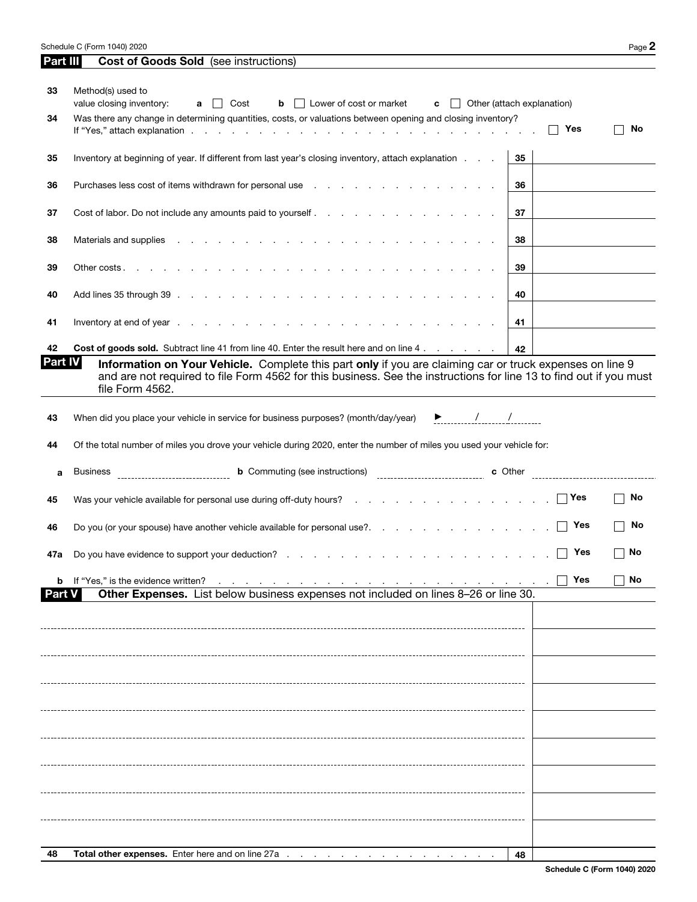## Part III Cost of Goods Sold (see instructions)

**33** Method(s) used to value closing inventory: **a** ☐ Cost **b** ☐ Lower of cost or market **c** ☐ Other (attach explanation)

**34** Was there any change in determining quantities, costs, or valuations between opening and closing inventory? If "Yes," attach explanation . . . ☐ Yes ☐ No

| | | | |
|---|---|---|---|
| 35 | Inventory at beginning of year. If different from last year's closing inventory, attach explanation | 35 | |
| 36 | Purchases less cost of items withdrawn for personal use | 36 | |
| 37 | Cost of labor. Do not include any amounts paid to yourself | 37 | |
| 38 | Materials and supplies | 38 | |
| 39 | Other costs | 39 | |
| 40 | Add lines 35 through 39 | 40 | |
| 41 | Inventory at end of year | 41 | |
| 42 | **Cost of goods sold.** Subtract line 41 from line 40. Enter the result here and on line 4 | 42 | |

## Part IV Information on Your Vehicle.

Complete this part **only** if you are claiming car or truck expenses on line 9 and are not required to file Form 4562 for this business. See the instructions for line 13 to find out if you must file Form 4562.

**43** When did you place your vehicle in service for business purposes? (month/day/year) ► ___ / ___ / ___

**44** Of the total number of miles you drove your vehicle during 2020, enter the number of miles you used your vehicle for:

**a** Business ________ **b** Commuting (see instructions) ________ **c** Other ________

**45** Was your vehicle available for personal use during off-duty hours? . . . ☐ Yes ☐ No

**46** Do you (or your spouse) have another vehicle available for personal use?. . . ☐ Yes ☐ No

**47a** Do you have evidence to support your deduction? . . . ☐ Yes ☐ No

**b** If "Yes," is the evidence written? . . . ☐ Yes ☐ No

## Part V Other Expenses.

List below business expenses not included on lines 8–26 or line 30.

| | |
|---|---|
| | |
| | |
| | |
| | |
| | |
| | |
| | |
| | |
| | |

| | | | |
|---|---|---|---|
| 48 | **Total other expenses.** Enter here and on line 27a | 48 | |

**Schedule C (Form 1040) 2020**